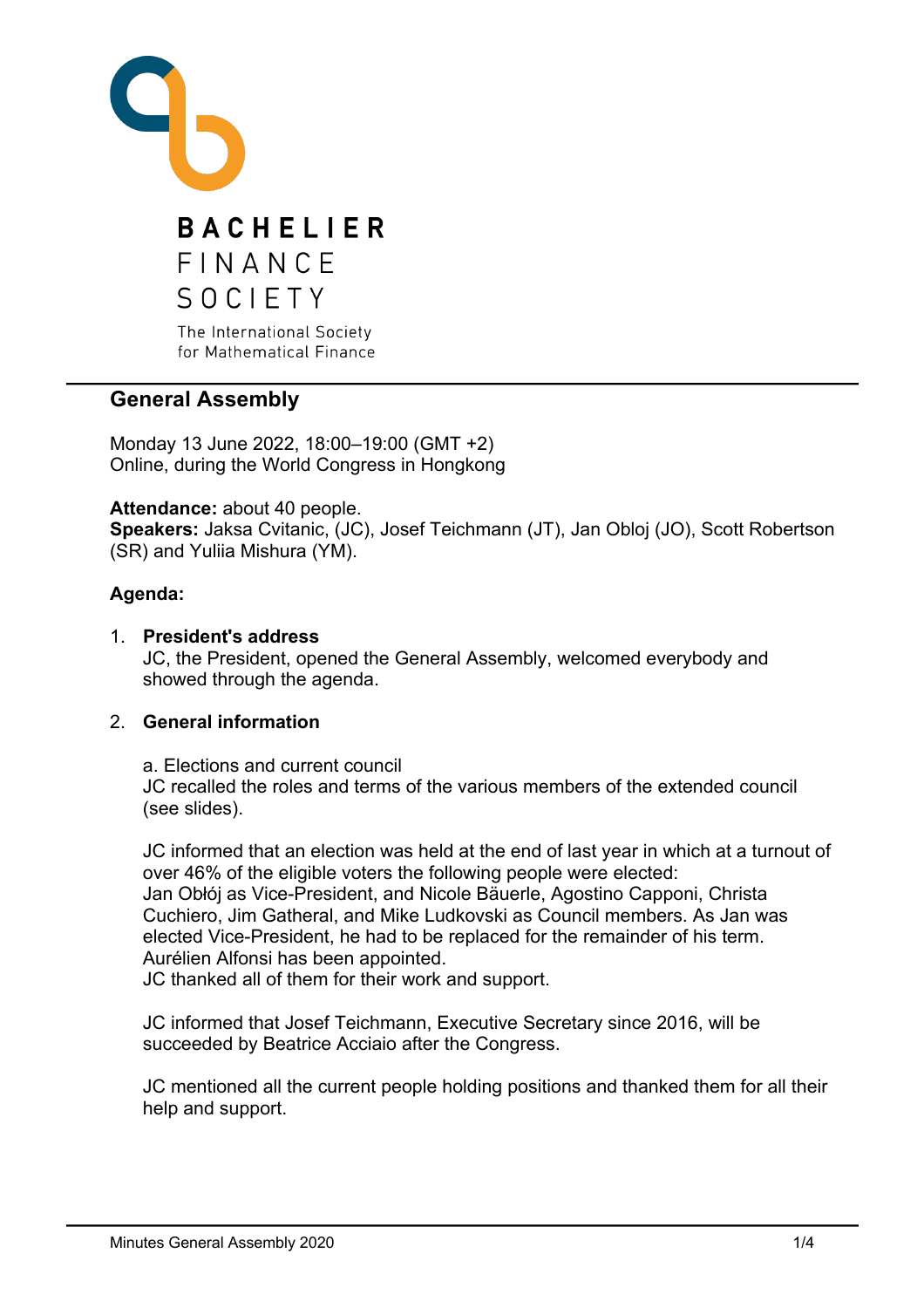BACHELIER
FINANCE
SOCIETY

The International Society
for Mathematical Finance

## General Assembly

Monday 13 June 2022, 18:00–19:00 (GMT +2)
Online, during the World Congress in Hongkong

**Attendance:** about 40 people.
**Speakers:** Jaksa Cvitanic, (JC), Josef Teichmann (JT), Jan Obloj (JO), Scott Robertson (SR) and Yuliia Mishura (YM).

**Agenda:**

1. **President's address**
   JC, the President, opened the General Assembly, welcomed everybody and showed through the agenda.

2. **General information**

   a. Elections and current council
   JC recalled the roles and terms of the various members of the extended council (see slides).

   JC informed that an election was held at the end of last year in which at a turnout of over 46% of the eligible voters the following people were elected:
   Jan Obłój as Vice-President, and Nicole Bäuerle, Agostino Capponi, Christa Cuchiero, Jim Gatheral, and Mike Ludkovski as Council members. As Jan was elected Vice-President, he had to be replaced for the remainder of his term. Aurélien Alfonsi has been appointed.
   JC thanked all of them for their work and support.

   JC informed that Josef Teichmann, Executive Secretary since 2016, will be succeeded by Beatrice Acciaio after the Congress.

   JC mentioned all the current people holding positions and thanked them for all their help and support.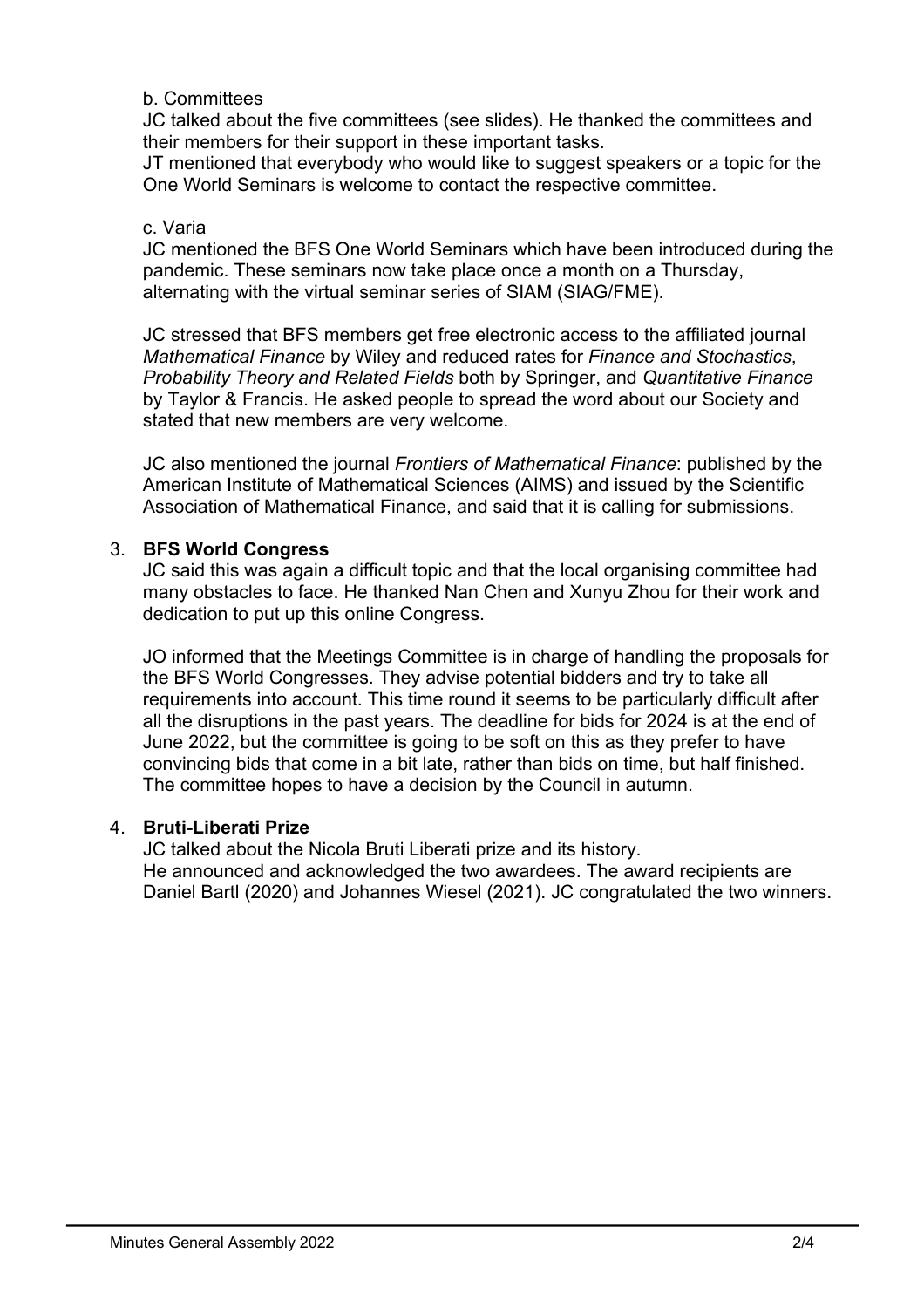b. Committees

JC talked about the five committees (see slides). He thanked the committees and their members for their support in these important tasks.
JT mentioned that everybody who would like to suggest speakers or a topic for the One World Seminars is welcome to contact the respective committee.

c. Varia

JC mentioned the BFS One World Seminars which have been introduced during the pandemic. These seminars now take place once a month on a Thursday, alternating with the virtual seminar series of SIAM (SIAG/FME).

JC stressed that BFS members get free electronic access to the affiliated journal *Mathematical Finance* by Wiley and reduced rates for *Finance and Stochastics*, *Probability Theory and Related Fields* both by Springer, and *Quantitative Finance* by Taylor & Francis. He asked people to spread the word about our Society and stated that new members are very welcome.

JC also mentioned the journal *Frontiers of Mathematical Finance*: published by the American Institute of Mathematical Sciences (AIMS) and issued by the Scientific Association of Mathematical Finance, and said that it is calling for submissions.

3. **BFS World Congress**

JC said this was again a difficult topic and that the local organising committee had many obstacles to face. He thanked Nan Chen and Xunyu Zhou for their work and dedication to put up this online Congress.

JO informed that the Meetings Committee is in charge of handling the proposals for the BFS World Congresses. They advise potential bidders and try to take all requirements into account. This time round it seems to be particularly difficult after all the disruptions in the past years. The deadline for bids for 2024 is at the end of June 2022, but the committee is going to be soft on this as they prefer to have convincing bids that come in a bit late, rather than bids on time, but half finished. The committee hopes to have a decision by the Council in autumn.

4. **Bruti-Liberati Prize**

JC talked about the Nicola Bruti Liberati prize and its history.
He announced and acknowledged the two awardees. The award recipients are Daniel Bartl (2020) and Johannes Wiesel (2021). JC congratulated the two winners.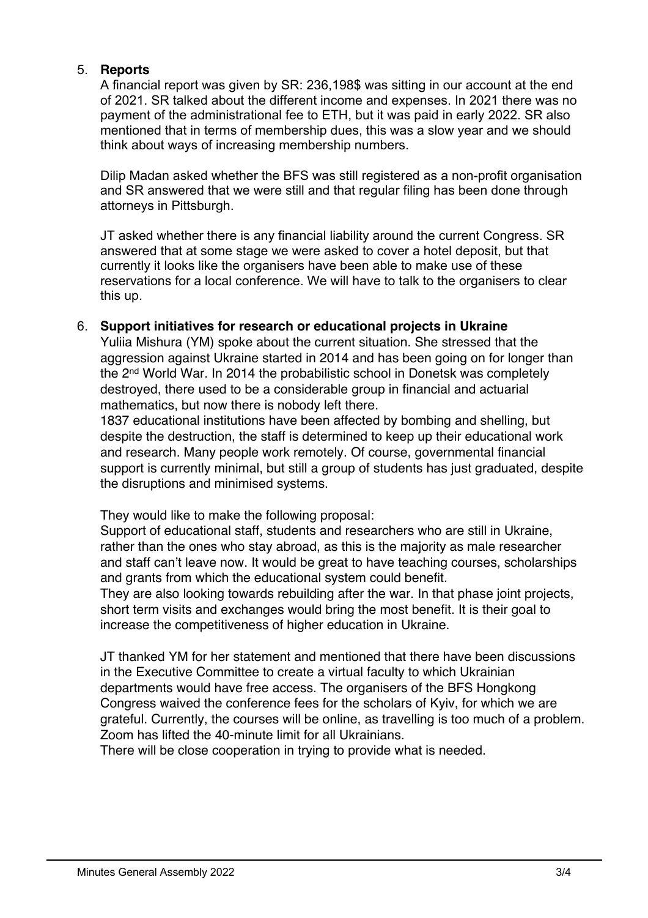5. **Reports**

   A financial report was given by SR: 236,198$ was sitting in our account at the end of 2021. SR talked about the different income and expenses. In 2021 there was no payment of the administrational fee to ETH, but it was paid in early 2022. SR also mentioned that in terms of membership dues, this was a slow year and we should think about ways of increasing membership numbers.

   Dilip Madan asked whether the BFS was still registered as a non-profit organisation and SR answered that we were still and that regular filing has been done through attorneys in Pittsburgh.

   JT asked whether there is any financial liability around the current Congress. SR answered that at some stage we were asked to cover a hotel deposit, but that currently it looks like the organisers have been able to make use of these reservations for a local conference. We will have to talk to the organisers to clear this up.

6. **Support initiatives for research or educational projects in Ukraine**

   Yuliia Mishura (YM) spoke about the current situation. She stressed that the aggression against Ukraine started in 2014 and has been going on for longer than the 2nd World War. In 2014 the probabilistic school in Donetsk was completely destroyed, there used to be a considerable group in financial and actuarial mathematics, but now there is nobody left there.
   1837 educational institutions have been affected by bombing and shelling, but despite the destruction, the staff is determined to keep up their educational work and research. Many people work remotely. Of course, governmental financial support is currently minimal, but still a group of students has just graduated, despite the disruptions and minimised systems.

   They would like to make the following proposal:
   Support of educational staff, students and researchers who are still in Ukraine, rather than the ones who stay abroad, as this is the majority as male researcher and staff can't leave now. It would be great to have teaching courses, scholarships and grants from which the educational system could benefit.
   They are also looking towards rebuilding after the war. In that phase joint projects, short term visits and exchanges would bring the most benefit. It is their goal to increase the competitiveness of higher education in Ukraine.

   JT thanked YM for her statement and mentioned that there have been discussions in the Executive Committee to create a virtual faculty to which Ukrainian departments would have free access. The organisers of the BFS Hongkong Congress waived the conference fees for the scholars of Kyiv, for which we are grateful. Currently, the courses will be online, as travelling is too much of a problem. Zoom has lifted the 40-minute limit for all Ukrainians.
   There will be close cooperation in trying to provide what is needed.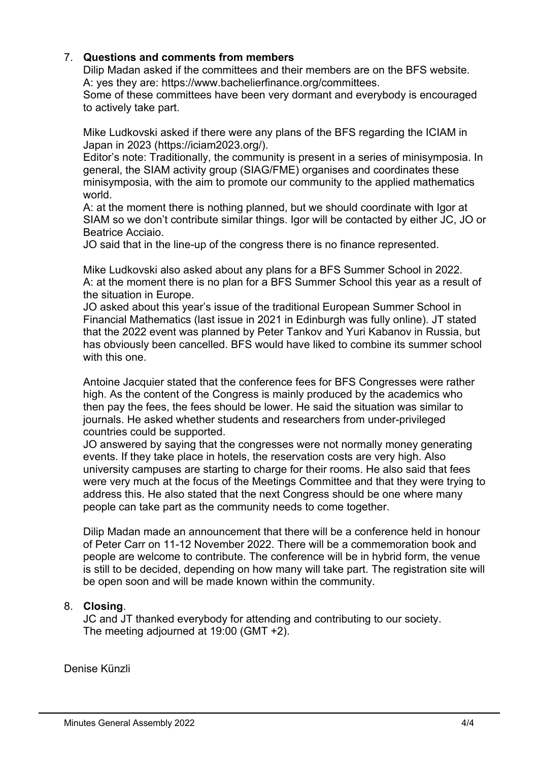7. **Questions and comments from members**

   Dilip Madan asked if the committees and their members are on the BFS website.
   A: yes they are: https://www.bachelierfinance.org/committees.
   Some of these committees have been very dormant and everybody is encouraged to actively take part.

   Mike Ludkovski asked if there were any plans of the BFS regarding the ICIAM in Japan in 2023 (https://iciam2023.org/).
   Editor's note: Traditionally, the community is present in a series of minisymposia. In general, the SIAM activity group (SIAG/FME) organises and coordinates these minisymposia, with the aim to promote our community to the applied mathematics world.
   A: at the moment there is nothing planned, but we should coordinate with Igor at SIAM so we don't contribute similar things. Igor will be contacted by either JC, JO or Beatrice Acciaio.
   JO said that in the line-up of the congress there is no finance represented.

   Mike Ludkovski also asked about any plans for a BFS Summer School in 2022.
   A: at the moment there is no plan for a BFS Summer School this year as a result of the situation in Europe.
   JO asked about this year's issue of the traditional European Summer School in Financial Mathematics (last issue in 2021 in Edinburgh was fully online). JT stated that the 2022 event was planned by Peter Tankov and Yuri Kabanov in Russia, but has obviously been cancelled. BFS would have liked to combine its summer school with this one.

   Antoine Jacquier stated that the conference fees for BFS Congresses were rather high. As the content of the Congress is mainly produced by the academics who then pay the fees, the fees should be lower. He said the situation was similar to journals. He asked whether students and researchers from under-privileged countries could be supported.
   JO answered by saying that the congresses were not normally money generating events. If they take place in hotels, the reservation costs are very high. Also university campuses are starting to charge for their rooms. He also said that fees were very much at the focus of the Meetings Committee and that they were trying to address this. He also stated that the next Congress should be one where many people can take part as the community needs to come together.

   Dilip Madan made an announcement that there will be a conference held in honour of Peter Carr on 11-12 November 2022. There will be a commemoration book and people are welcome to contribute. The conference will be in hybrid form, the venue is still to be decided, depending on how many will take part. The registration site will be open soon and will be made known within the community.

8. **Closing**.

   JC and JT thanked everybody for attending and contributing to our society.
   The meeting adjourned at 19:00 (GMT +2).

Denise Künzli